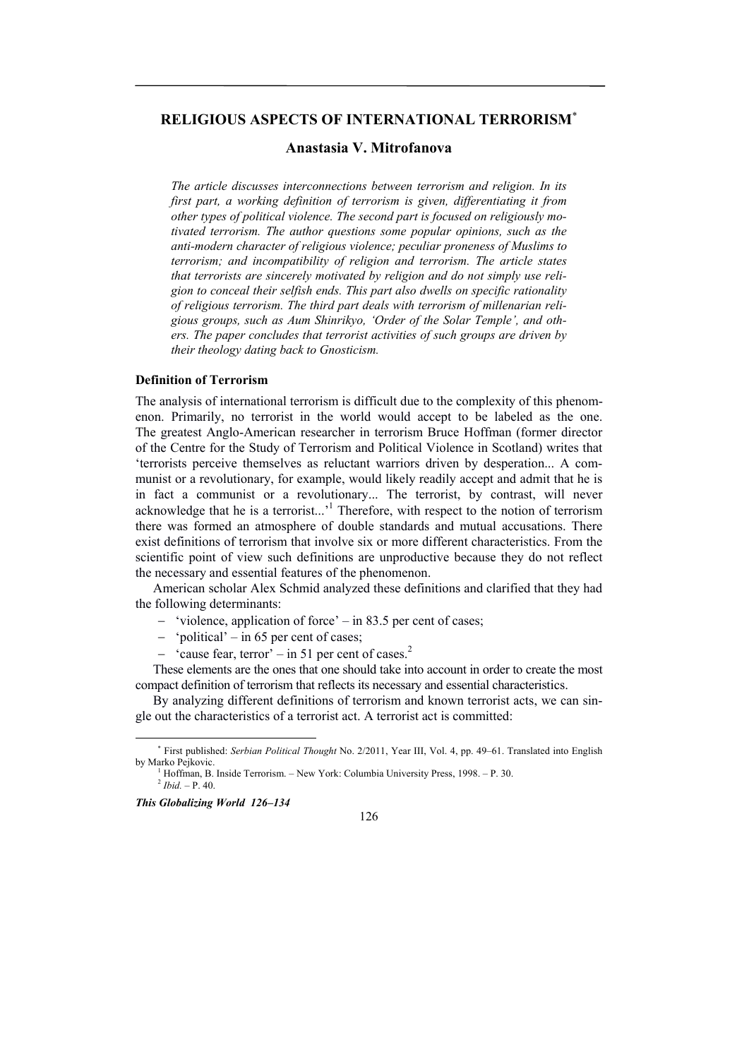# RELIGIOUS ASPECTS OF INTERNATIONAL TERRORISM[*]

## Anastasia V. Mitrofanova

*The article discusses interconnections between terrorism and religion. In its first part, a working definition of terrorism is given, differentiating it from other types of political violence. The second part is focused on religiously motivated terrorism. The author questions some popular opinions, such as the anti-modern character of religious violence; peculiar proneness of Muslims to terrorism; and incompatibility of religion and terrorism. The article states that terrorists are sincerely motivated by religion and do not simply use religion to conceal their selfish ends. This part also dwells on specific rationality of religious terrorism. The third part deals with terrorism of millenarian religious groups, such as Aum Shinrikyo, 'Order of the Solar Temple', and others. The paper concludes that terrorist activities of such groups are driven by their theology dating back to Gnosticism.*

### Definition of Terrorism

The analysis of international terrorism is difficult due to the complexity of this phenomenon. Primarily, no terrorist in the world would accept to be labeled as the one. The greatest Anglo-American researcher in terrorism Bruce Hoffman (former director of the Centre for the Study of Terrorism and Political Violence in Scotland) writes that 'terrorists perceive themselves as reluctant warriors driven by desperation... A communist or a revolutionary, for example, would likely readily accept and admit that he is in fact a communist or a revolutionary... The terrorist, by contrast, will never acknowledge that he is a terrorist...'[1] Therefore, with respect to the notion of terrorism there was formed an atmosphere of double standards and mutual accusations. There exist definitions of terrorism that involve six or more different characteristics. From the scientific point of view such definitions are unproductive because they do not reflect the necessary and essential features of the phenomenon.

American scholar Alex Schmid analyzed these definitions and clarified that they had the following determinants:

- 'violence, application of force' – in 83.5 per cent of cases;
- 'political' – in 65 per cent of cases;
- 'cause fear, terror' – in 51 per cent of cases.[2]

These elements are the ones that one should take into account in order to create the most compact definition of terrorism that reflects its necessary and essential characteristics.

By analyzing different definitions of terrorism and known terrorist acts, we can single out the characteristics of a terrorist act. A terrorist act is committed:

---

[*] First published: *Serbian Political Thought* No. 2/2011, Year III, Vol. 4, pp. 49–61. Translated into English by Marko Pejkovic.

[1] Hoffman, B. Inside Terrorism. – New York: Columbia University Press, 1998. – P. 30.

[2] *Ibid.* – P. 40.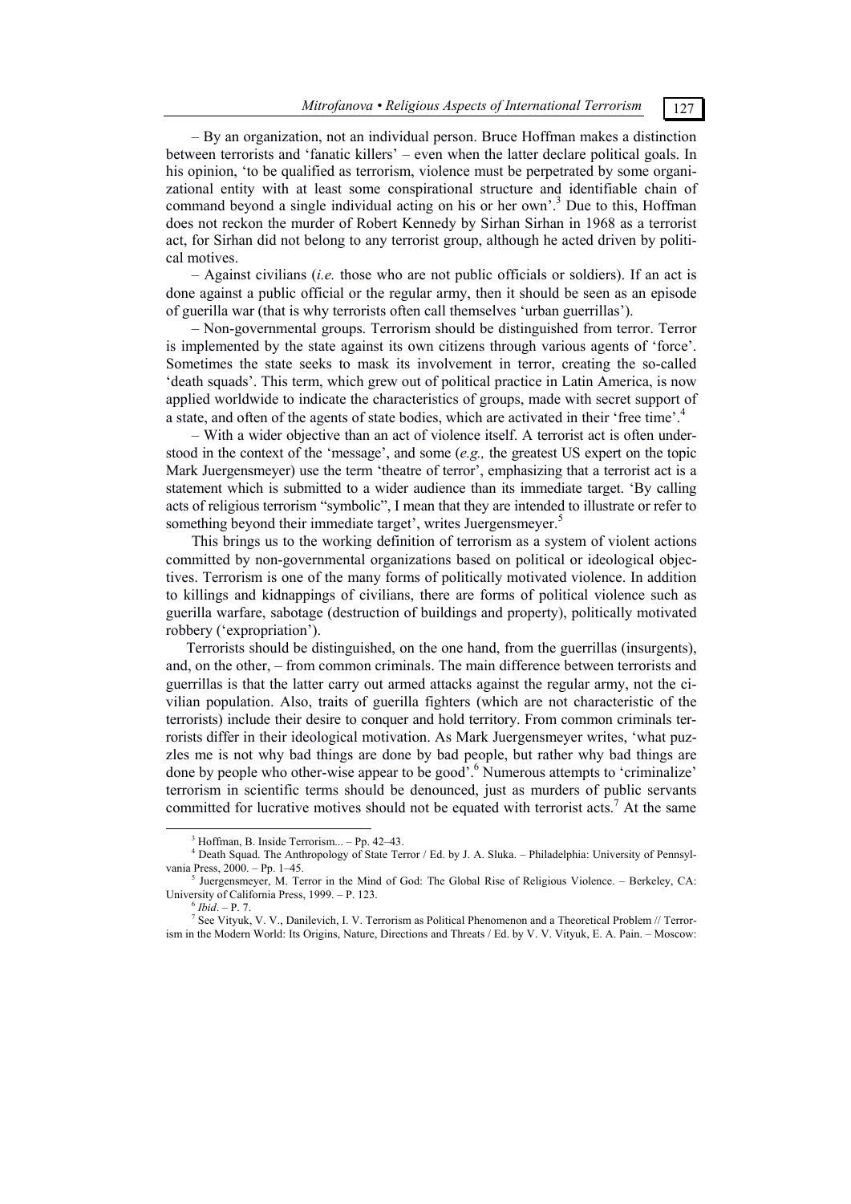– By an organization, not an individual person. Bruce Hoffman makes a distinction between terrorists and 'fanatic killers' – even when the latter declare political goals. In his opinion, 'to be qualified as terrorism, violence must be perpetrated by some organizational entity with at least some conspirational structure and identifiable chain of command beyond a single individual acting on his or her own'.[3] Due to this, Hoffman does not reckon the murder of Robert Kennedy by Sirhan Sirhan in 1968 as a terrorist act, for Sirhan did not belong to any terrorist group, although he acted driven by political motives.

– Against civilians (*i.e.* those who are not public officials or soldiers). If an act is done against a public official or the regular army, then it should be seen as an episode of guerilla war (that is why terrorists often call themselves 'urban guerrillas').

– Non-governmental groups. Terrorism should be distinguished from terror. Terror is implemented by the state against its own citizens through various agents of 'force'. Sometimes the state seeks to mask its involvement in terror, creating the so-called 'death squads'. This term, which grew out of political practice in Latin America, is now applied worldwide to indicate the characteristics of groups, made with secret support of a state, and often of the agents of state bodies, which are activated in their 'free time'.[4]

– With a wider objective than an act of violence itself. A terrorist act is often understood in the context of the 'message', and some (*e.g.,* the greatest US expert on the topic Mark Juergensmeyer) use the term 'theatre of terror', emphasizing that a terrorist act is a statement which is submitted to a wider audience than its immediate target. 'By calling acts of religious terrorism "symbolic", I mean that they are intended to illustrate or refer to something beyond their immediate target', writes Juergensmeyer.[5]

This brings us to the working definition of terrorism as a system of violent actions committed by non-governmental organizations based on political or ideological objectives. Terrorism is one of the many forms of politically motivated violence. In addition to killings and kidnappings of civilians, there are forms of political violence such as guerilla warfare, sabotage (destruction of buildings and property), politically motivated robbery ('expropriation').

Terrorists should be distinguished, on the one hand, from the guerrillas (insurgents), and, on the other, – from common criminals. The main difference between terrorists and guerrillas is that the latter carry out armed attacks against the regular army, not the civilian population. Also, traits of guerilla fighters (which are not characteristic of the terrorists) include their desire to conquer and hold territory. From common criminals terrorists differ in their ideological motivation. As Mark Juergensmeyer writes, 'what puzzles me is not why bad things are done by bad people, but rather why bad things are done by people who other-wise appear to be good'.[6] Numerous attempts to 'criminalize' terrorism in scientific terms should be denounced, just as murders of public servants committed for lucrative motives should not be equated with terrorist acts.[7] At the same

---

[3] Hoffman, B. Inside Terrorism... – Pp. 42–43.

[4] Death Squad. The Anthropology of State Terror / Ed. by J. A. Sluka. – Philadelphia: University of Pennsylvania Press, 2000. – Pp. 1–45.

[5] Juergensmeyer, M. Terror in the Mind of God: The Global Rise of Religious Violence. – Berkeley, CA: University of California Press, 1999. – P. 123.

[6] *Ibid*. – P. 7.

[7] See Vityuk, V. V., Danilevich, I. V. Terrorism as Political Phenomenon and a Theoretical Problem // Terrorism in the Modern World: Its Origins, Nature, Directions and Threats / Ed. by V. V. Vityuk, E. A. Pain. – Moscow: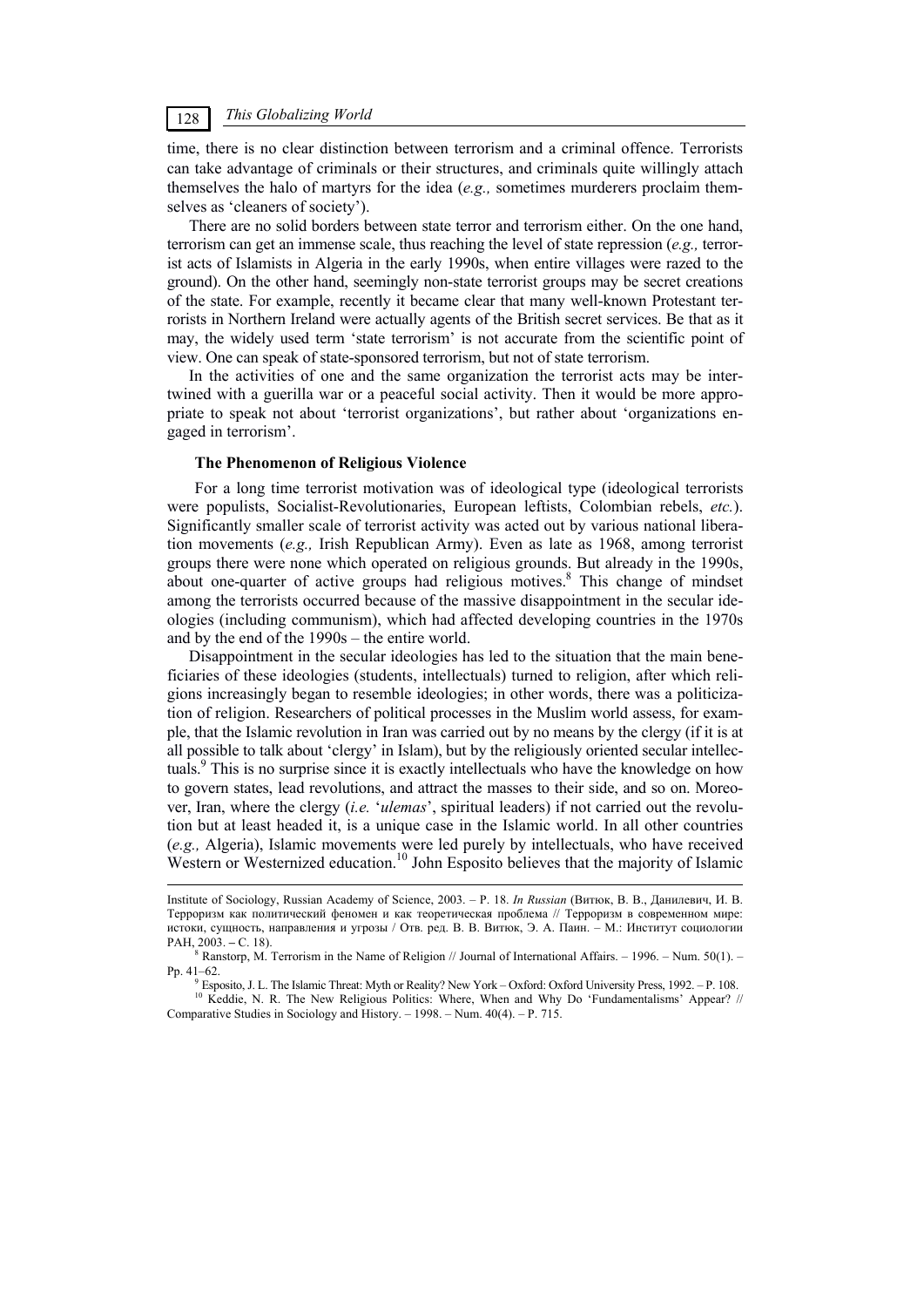time, there is no clear distinction between terrorism and a criminal offence. Terrorists can take advantage of criminals or their structures, and criminals quite willingly attach themselves the halo of martyrs for the idea (*e.g.,* sometimes murderers proclaim themselves as 'cleaners of society').

There are no solid borders between state terror and terrorism either. On the one hand, terrorism can get an immense scale, thus reaching the level of state repression (*e.g.,* terrorist acts of Islamists in Algeria in the early 1990s, when entire villages were razed to the ground). On the other hand, seemingly non-state terrorist groups may be secret creations of the state. For example, recently it became clear that many well-known Protestant terrorists in Northern Ireland were actually agents of the British secret services. Be that as it may, the widely used term 'state terrorism' is not accurate from the scientific point of view. One can speak of state-sponsored terrorism, but not of state terrorism.

In the activities of one and the same organization the terrorist acts may be intertwined with a guerilla war or a peaceful social activity. Then it would be more appropriate to speak not about 'terrorist organizations', but rather about 'organizations engaged in terrorism'.

### The Phenomenon of Religious Violence

For a long time terrorist motivation was of ideological type (ideological terrorists were populists, Socialist-Revolutionaries, European leftists, Colombian rebels, *etc.*). Significantly smaller scale of terrorist activity was acted out by various national liberation movements (*e.g.,* Irish Republican Army). Even as late as 1968, among terrorist groups there were none which operated on religious grounds. But already in the 1990s, about one-quarter of active groups had religious motives.[8] This change of mindset among the terrorists occurred because of the massive disappointment in the secular ideologies (including communism), which had affected developing countries in the 1970s and by the end of the 1990s – the entire world.

Disappointment in the secular ideologies has led to the situation that the main beneficiaries of these ideologies (students, intellectuals) turned to religion, after which religions increasingly began to resemble ideologies; in other words, there was a politicization of religion. Researchers of political processes in the Muslim world assess, for example, that the Islamic revolution in Iran was carried out by no means by the clergy (if it is at all possible to talk about 'clergy' in Islam), but by the religiously oriented secular intellectuals.[9] This is no surprise since it is exactly intellectuals who have the knowledge on how to govern states, lead revolutions, and attract the masses to their side, and so on. Moreover, Iran, where the clergy (*i.e.* '*ulemas*', spiritual leaders) if not carried out the revolution but at least headed it, is a unique case in the Islamic world. In all other countries (*e.g.,* Algeria), Islamic movements were led purely by intellectuals, who have received Western or Westernized education.[10] John Esposito believes that the majority of Islamic

---

Institute of Sociology, Russian Academy of Science, 2003. – P. 18. *In Russian* (Витюк, В. В., Данилевич, И. В. Терроризм как политический феномен и как теоретическая проблема // Терроризм в современном мире: истоки, сущность, направления и угрозы / Отв. ред. В. В. Витюк, Э. А. Паин. – М.: Институт социологии РАН, 2003. – С. 18).

[8] Ranstorp, M. Terrorism in the Name of Religion // Journal of International Affairs. – 1996. – Num. 50(1). – Pp. 41–62.

[9] Esposito, J. L. The Islamic Threat: Myth or Reality? New York – Oxford: Oxford University Press, 1992. – P. 108.

[10] Keddie, N. R. The New Religious Politics: Where, When and Why Do 'Fundamentalisms' Appear? // Comparative Studies in Sociology and History. – 1998. – Num. 40(4). – P. 715.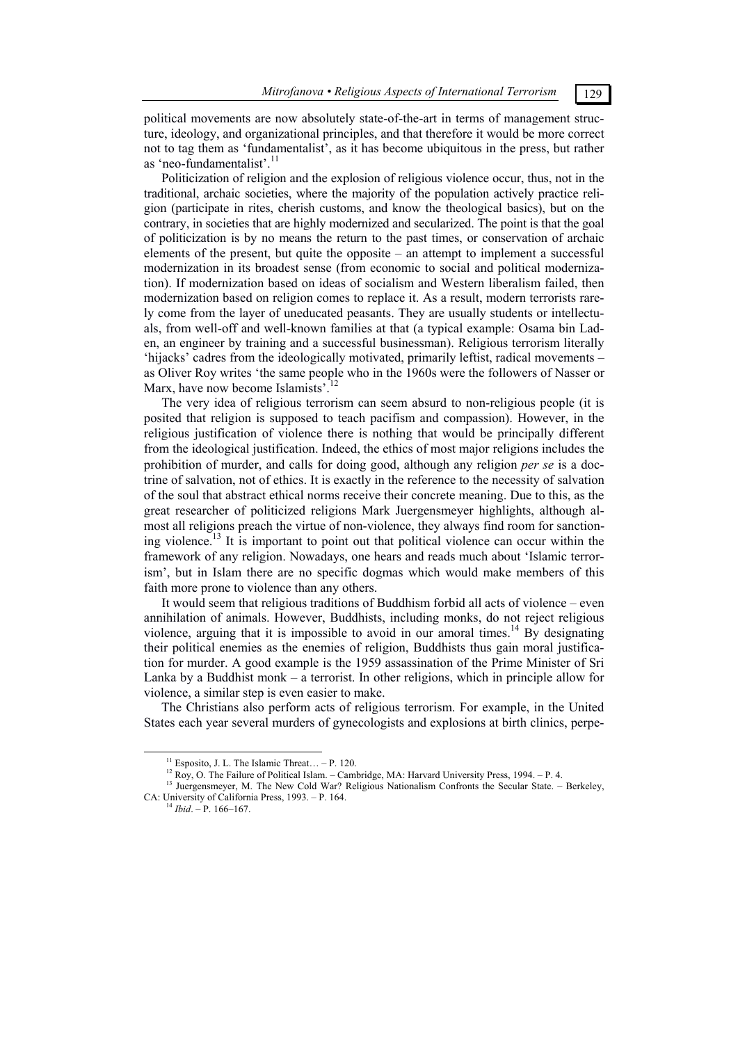political movements are now absolutely state-of-the-art in terms of management structure, ideology, and organizational principles, and that therefore it would be more correct not to tag them as 'fundamentalist', as it has become ubiquitous in the press, but rather as 'neo-fundamentalist'.[11]

Politicization of religion and the explosion of religious violence occur, thus, not in the traditional, archaic societies, where the majority of the population actively practice religion (participate in rites, cherish customs, and know the theological basics), but on the contrary, in societies that are highly modernized and secularized. The point is that the goal of politicization is by no means the return to the past times, or conservation of archaic elements of the present, but quite the opposite – an attempt to implement a successful modernization in its broadest sense (from economic to social and political modernization). If modernization based on ideas of socialism and Western liberalism failed, then modernization based on religion comes to replace it. As a result, modern terrorists rarely come from the layer of uneducated peasants. They are usually students or intellectuals, from well-off and well-known families at that (a typical example: Osama bin Laden, an engineer by training and a successful businessman). Religious terrorism literally 'hijacks' cadres from the ideologically motivated, primarily leftist, radical movements – as Oliver Roy writes 'the same people who in the 1960s were the followers of Nasser or Marx, have now become Islamists'.[12]

The very idea of religious terrorism can seem absurd to non-religious people (it is posited that religion is supposed to teach pacifism and compassion). However, in the religious justification of violence there is nothing that would be principally different from the ideological justification. Indeed, the ethics of most major religions includes the prohibition of murder, and calls for doing good, although any religion *per se* is a doctrine of salvation, not of ethics. It is exactly in the reference to the necessity of salvation of the soul that abstract ethical norms receive their concrete meaning. Due to this, as the great researcher of politicized religions Mark Juergensmeyer highlights, although almost all religions preach the virtue of non-violence, they always find room for sanctioning violence.[13] It is important to point out that political violence can occur within the framework of any religion. Nowadays, one hears and reads much about 'Islamic terrorism', but in Islam there are no specific dogmas which would make members of this faith more prone to violence than any others.

It would seem that religious traditions of Buddhism forbid all acts of violence – even annihilation of animals. However, Buddhists, including monks, do not reject religious violence, arguing that it is impossible to avoid in our amoral times.[14] By designating their political enemies as the enemies of religion, Buddhists thus gain moral justification for murder. A good example is the 1959 assassination of the Prime Minister of Sri Lanka by a Buddhist monk – a terrorist. In other religions, which in principle allow for violence, a similar step is even easier to make.

The Christians also perform acts of religious terrorism. For example, in the United States each year several murders of gynecologists and explosions at birth clinics, perpe-

---

[11] Esposito, J. L. The Islamic Threat… – P. 120.

[12] Roy, O. The Failure of Political Islam. – Cambridge, MA: Harvard University Press, 1994. – P. 4.

[13] Juergensmeyer, M. The New Cold War? Religious Nationalism Confronts the Secular State. – Berkeley, CA: University of California Press, 1993. – P. 164.

[14] *Ibid*. – P. 166–167.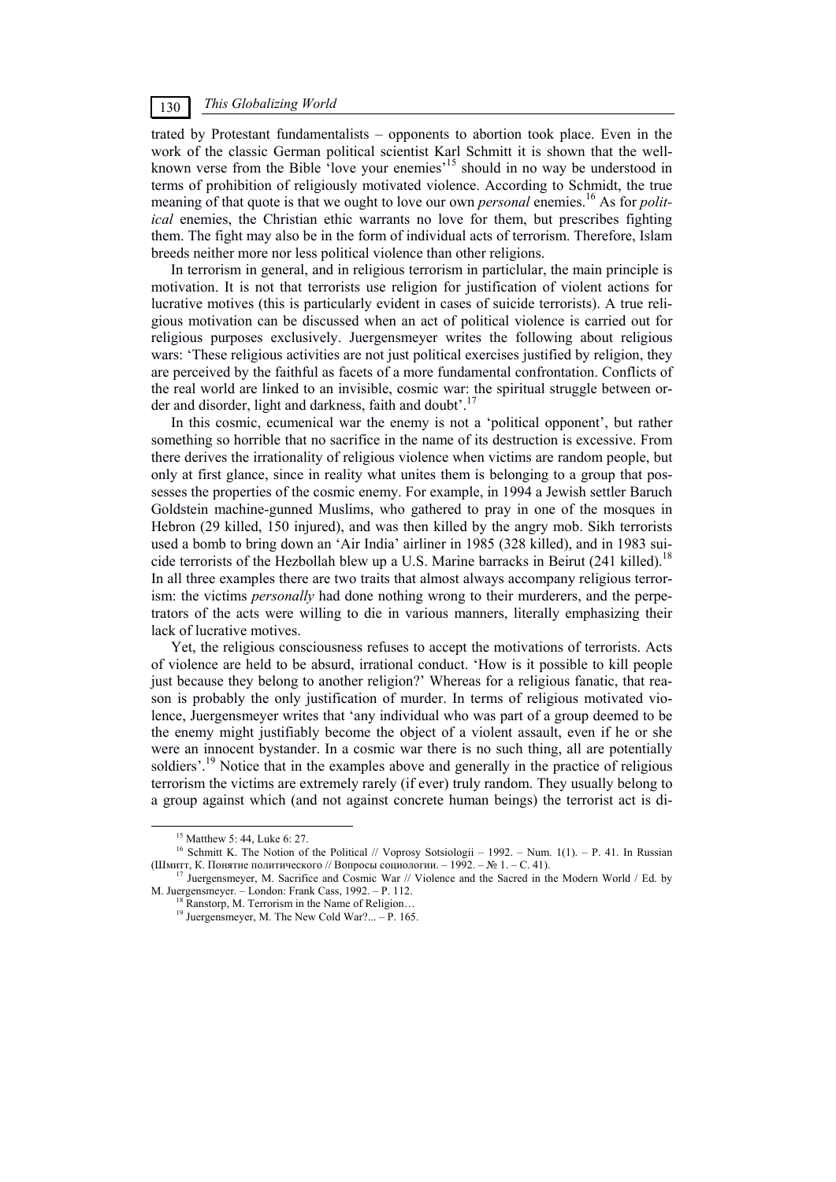trated by Protestant fundamentalists – opponents to abortion took place. Even in the work of the classic German political scientist Karl Schmitt it is shown that the well-known verse from the Bible 'love your enemies'[15] should in no way be understood in terms of prohibition of religiously motivated violence. According to Schmidt, the true meaning of that quote is that we ought to love our own *personal* enemies.[16] As for *political* enemies, the Christian ethic warrants no love for them, but prescribes fighting them. The fight may also be in the form of individual acts of terrorism. Therefore, Islam breeds neither more nor less political violence than other religions.

In terrorism in general, and in religious terrorism in particlular, the main principle is motivation. It is not that terrorists use religion for justification of violent actions for lucrative motives (this is particularly evident in cases of suicide terrorists). A true religious motivation can be discussed when an act of political violence is carried out for religious purposes exclusively. Juergensmeyer writes the following about religious wars: 'These religious activities are not just political exercises justified by religion, they are perceived by the faithful as facets of a more fundamental confrontation. Conflicts of the real world are linked to an invisible, cosmic war: the spiritual struggle between order and disorder, light and darkness, faith and doubt'.[17]

In this cosmic, ecumenical war the enemy is not a 'political opponent', but rather something so horrible that no sacrifice in the name of its destruction is excessive. From there derives the irrationality of religious violence when victims are random people, but only at first glance, since in reality what unites them is belonging to a group that possesses the properties of the cosmic enemy. For example, in 1994 a Jewish settler Baruch Goldstein machine-gunned Muslims, who gathered to pray in one of the mosques in Hebron (29 killed, 150 injured), and was then killed by the angry mob. Sikh terrorists used a bomb to bring down an 'Air India' airliner in 1985 (328 killed), and in 1983 suicide terrorists of the Hezbollah blew up a U.S. Marine barracks in Beirut (241 killed).[18] In all three examples there are two traits that almost always accompany religious terrorism: the victims *personally* had done nothing wrong to their murderers, and the perpetrators of the acts were willing to die in various manners, literally emphasizing their lack of lucrative motives.

Yet, the religious consciousness refuses to accept the motivations of terrorists. Acts of violence are held to be absurd, irrational conduct. 'How is it possible to kill people just because they belong to another religion?' Whereas for a religious fanatic, that reason is probably the only justification of murder. In terms of religious motivated violence, Juergensmeyer writes that 'any individual who was part of a group deemed to be the enemy might justifiably become the object of a violent assault, even if he or she were an innocent bystander. In a cosmic war there is no such thing, all are potentially soldiers'.[19] Notice that in the examples above and generally in the practice of religious terrorism the victims are extremely rarely (if ever) truly random. They usually belong to a group against which (and not against concrete human beings) the terrorist act is di-

---

[15] Matthew 5: 44, Luke 6: 27.

[16] Schmitt K. The Notion of the Political // Voprosy Sotsiologii – 1992. – Num. 1(1). – P. 41. In Russian (Шмитт, К. Понятие политического // Вопросы социологии. – 1992. – № 1. – С. 41).

[17] Juergensmeyer, M. Sacrifice and Cosmic War // Violence and the Sacred in the Modern World / Ed. by M. Juergensmeyer. – London: Frank Cass, 1992. – P. 112.

[18] Ranstorp, M. Terrorism in the Name of Religion…

[19] Juergensmeyer, M. The New Cold War?... – P. 165.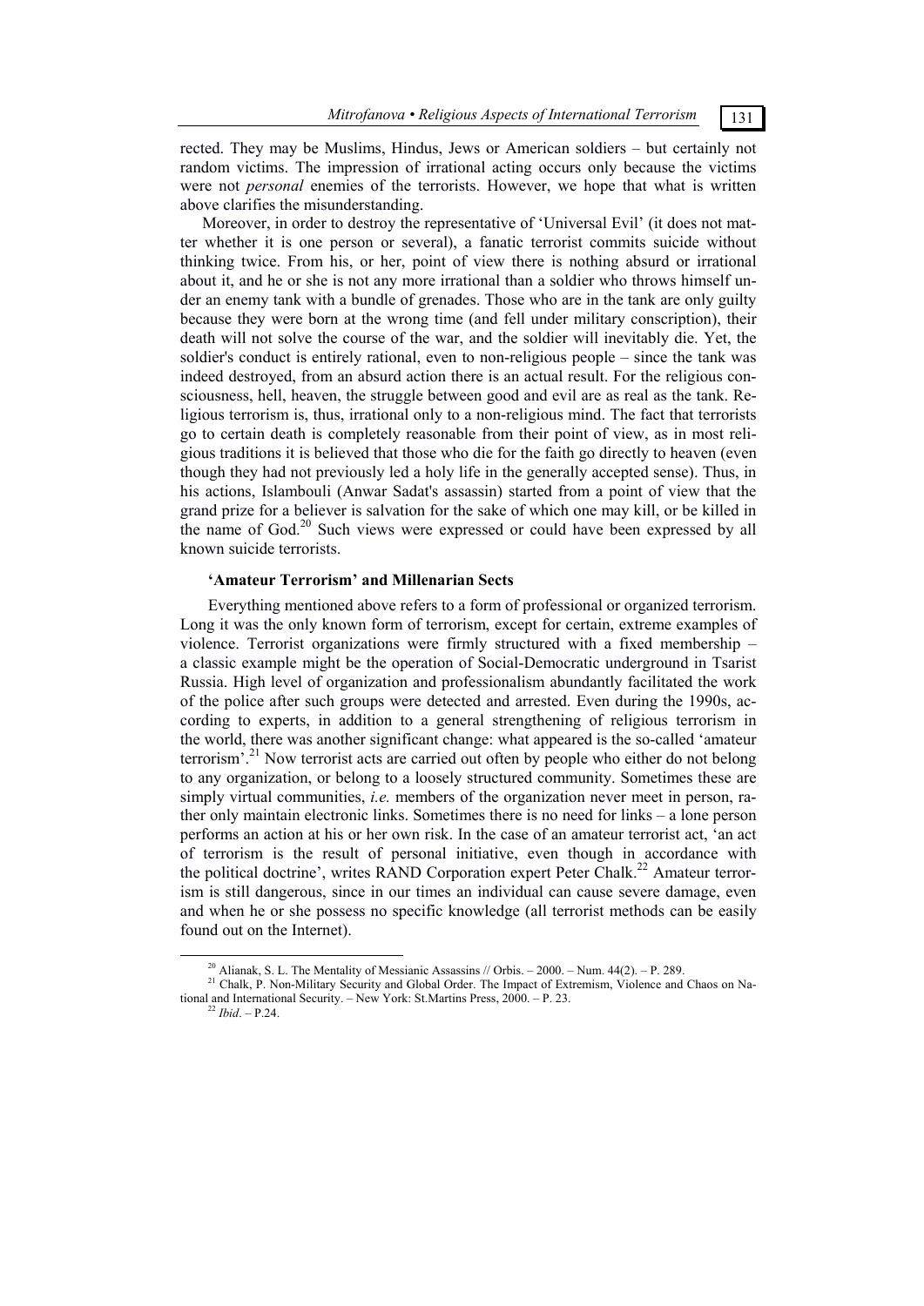rected. They may be Muslims, Hindus, Jews or American soldiers – but certainly not random victims. The impression of irrational acting occurs only because the victims were not *personal* enemies of the terrorists. However, we hope that what is written above clarifies the misunderstanding.

Moreover, in order to destroy the representative of 'Universal Evil' (it does not matter whether it is one person or several), a fanatic terrorist commits suicide without thinking twice. From his, or her, point of view there is nothing absurd or irrational about it, and he or she is not any more irrational than a soldier who throws himself under an enemy tank with a bundle of grenades. Those who are in the tank are only guilty because they were born at the wrong time (and fell under military conscription), their death will not solve the course of the war, and the soldier will inevitably die. Yet, the soldier's conduct is entirely rational, even to non-religious people – since the tank was indeed destroyed, from an absurd action there is an actual result. For the religious consciousness, hell, heaven, the struggle between good and evil are as real as the tank. Religious terrorism is, thus, irrational only to a non-religious mind. The fact that terrorists go to certain death is completely reasonable from their point of view, as in most religious traditions it is believed that those who die for the faith go directly to heaven (even though they had not previously led a holy life in the generally accepted sense). Thus, in his actions, Islambouli (Anwar Sadat's assassin) started from a point of view that the grand prize for a believer is salvation for the sake of which one may kill, or be killed in the name of God.[20] Such views were expressed or could have been expressed by all known suicide terrorists.

### 'Amateur Terrorism' and Millenarian Sects

Everything mentioned above refers to a form of professional or organized terrorism. Long it was the only known form of terrorism, except for certain, extreme examples of violence. Terrorist organizations were firmly structured with a fixed membership – a classic example might be the operation of Social-Democratic underground in Tsarist Russia. High level of organization and professionalism abundantly facilitated the work of the police after such groups were detected and arrested. Even during the 1990s, according to experts, in addition to a general strengthening of religious terrorism in the world, there was another significant change: what appeared is the so-called 'amateur terrorism'.[21] Now terrorist acts are carried out often by people who either do not belong to any organization, or belong to a loosely structured community. Sometimes these are simply virtual communities, *i.e.* members of the organization never meet in person, rather only maintain electronic links. Sometimes there is no need for links – a lone person performs an action at his or her own risk. In the case of an amateur terrorist act, 'an act of terrorism is the result of personal initiative, even though in accordance with the political doctrine', writes RAND Corporation expert Peter Chalk.[22] Amateur terrorism is still dangerous, since in our times an individual can cause severe damage, even and when he or she possess no specific knowledge (all terrorist methods can be easily found out on the Internet).

---

[20] Alianak, S. L. The Mentality of Messianic Assassins // Orbis. – 2000. – Num. 44(2). – P. 289.

[21] Chalk, P. Non-Military Security and Global Order. The Impact of Extremism, Violence and Chaos on National and International Security. – New York: St.Martins Press, 2000. – P. 23.

[22] *Ibid*. – P.24.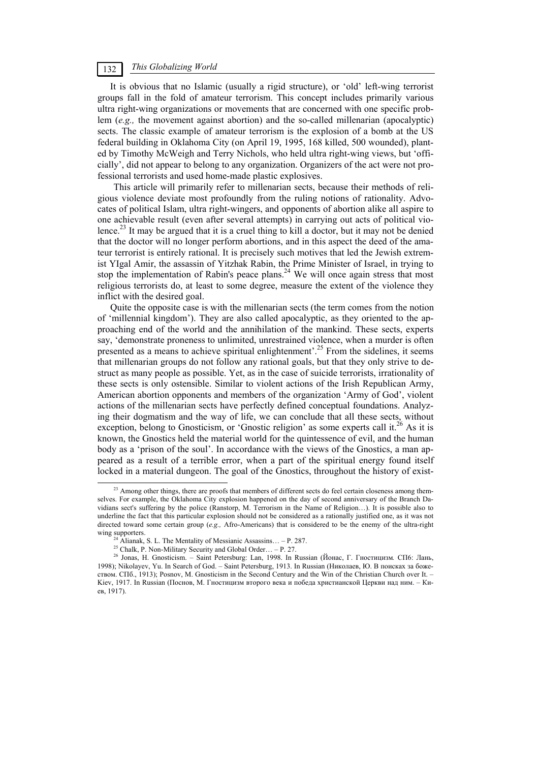It is obvious that no Islamic (usually a rigid structure), or 'old' left-wing terrorist groups fall in the fold of amateur terrorism. This concept includes primarily various ultra right-wing organizations or movements that are concerned with one specific problem (*e.g.,* the movement against abortion) and the so-called millenarian (apocalyptic) sects. The classic example of amateur terrorism is the explosion of a bomb at the US federal building in Oklahoma City (on April 19, 1995, 168 killed, 500 wounded), planted by Timothy McWeigh and Terry Nichols, who held ultra right-wing views, but 'officially', did not appear to belong to any organization. Organizers of the act were not professional terrorists and used home-made plastic explosives.

This article will primarily refer to millenarian sects, because their methods of religious violence deviate most profoundly from the ruling notions of rationality. Advocates of political Islam, ultra right-wingers, and opponents of abortion alike all aspire to one achievable result (even after several attempts) in carrying out acts of political violence.[23] It may be argued that it is a cruel thing to kill a doctor, but it may not be denied that the doctor will no longer perform abortions, and in this aspect the deed of the amateur terrorist is entirely rational. It is precisely such motives that led the Jewish extremist YIgal Amir, the assassin of Yitzhak Rabin, the Prime Minister of Israel, in trying to stop the implementation of Rabin's peace plans.[24] We will once again stress that most religious terrorists do, at least to some degree, measure the extent of the violence they inflict with the desired goal.

Quite the opposite case is with the millenarian sects (the term comes from the notion of 'millennial kingdom'). They are also called apocalyptic, as they oriented to the approaching end of the world and the annihilation of the mankind. These sects, experts say, 'demonstrate proneness to unlimited, unrestrained violence, when a murder is often presented as a means to achieve spiritual enlightenment'.[25] From the sidelines, it seems that millenarian groups do not follow any rational goals, but that they only strive to destruct as many people as possible. Yet, as in the case of suicide terrorists, irrationality of these sects is only ostensible. Similar to violent actions of the Irish Republican Army, American abortion opponents and members of the organization 'Army of God', violent actions of the millenarian sects have perfectly defined conceptual foundations. Analyzing their dogmatism and the way of life, we can conclude that all these sects, without exception, belong to Gnosticism, or 'Gnostic religion' as some experts call it.[26] As it is known, the Gnostics held the material world for the quintessence of evil, and the human body as a 'prison of the soul'. In accordance with the views of the Gnostics, a man appeared as a result of a terrible error, when a part of the spiritual energy found itself locked in a material dungeon. The goal of the Gnostics, throughout the history of exist-

---

[23] Among other things, there are proofs that members of different sects do feel certain closeness among themselves. For example, the Oklahoma City explosion happened on the day of second anniversary of the Branch Davidians sect's suffering by the police (Ranstorp, M. Terrorism in the Name of Religion…). It is possible also to underline the fact that this particular explosion should not be considered as a rationally justified one, as it was not directed toward some certain group (*e.g.,* Afro-Americans) that is considered to be the enemy of the ultra-right wing supporters.

[24] Alianak, S. L. The Mentality of Messianic Assassins… – P. 287.

[25] Chalk, P. Non-Military Security and Global Order… – P. 27.

[26] Jonas, H. Gnosticism. – Saint Petersburg: Lan, 1998. In Russian (Йонас, Г. Гностицизм*.* СПб: Лань, 1998); Nikolayev, Yu. In Search of God. – Saint Petersburg, 1913. In Russian (Николаев, Ю. В поисках за божеством. СПб., 1913); Posnov, M. Gnosticism in the Second Century and the Win of the Christian Church over It. – Kiev, 1917. In Russian (Поснов, М. Гностицизм второго века и победа христианской Церкви над ним. – Киев, 1917).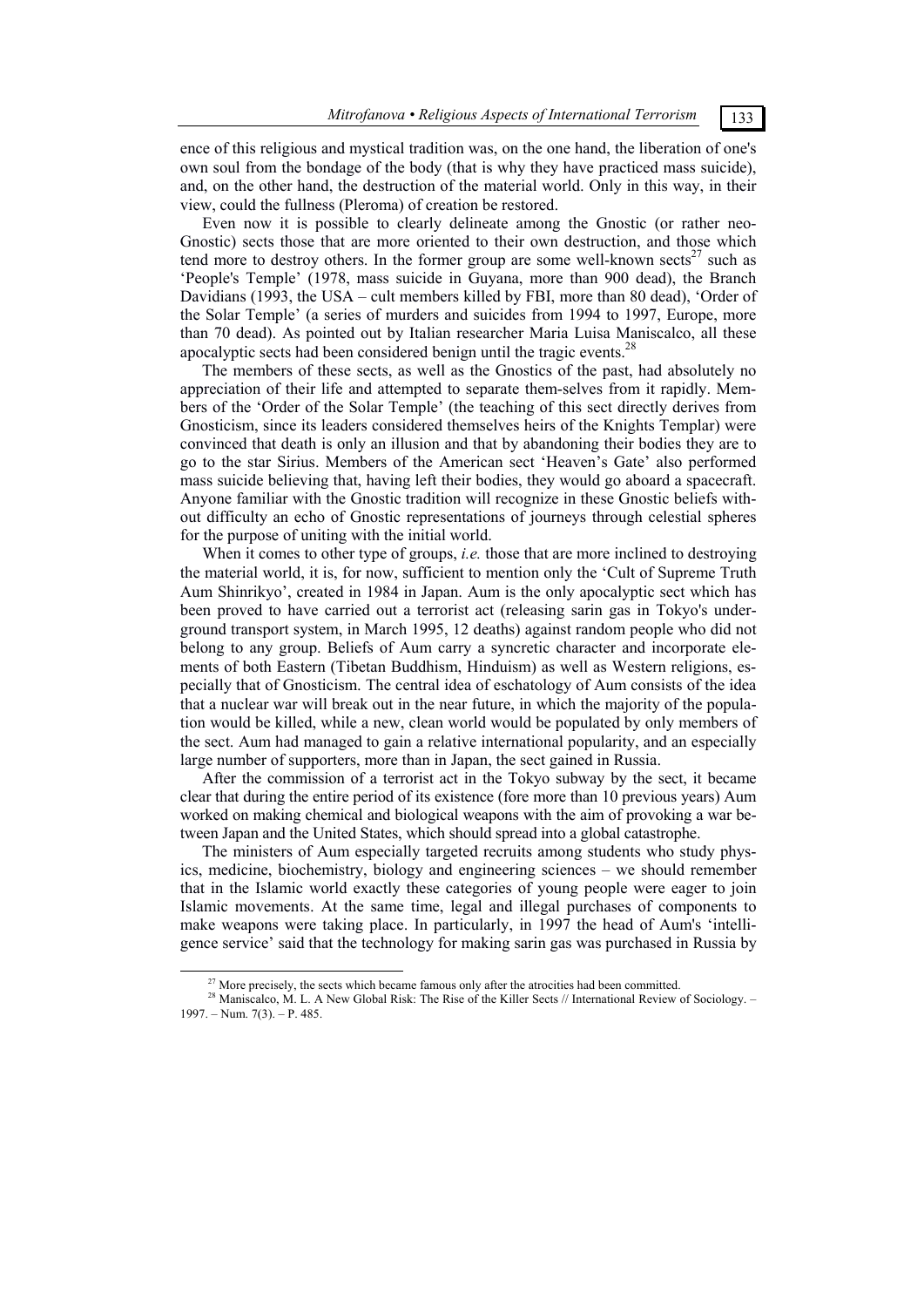ence of this religious and mystical tradition was, on the one hand, the liberation of one's own soul from the bondage of the body (that is why they have practiced mass suicide), and, on the other hand, the destruction of the material world. Only in this way, in their view, could the fullness (Pleroma) of creation be restored.

Even now it is possible to clearly delineate among the Gnostic (or rather neo-Gnostic) sects those that are more oriented to their own destruction, and those which tend more to destroy others. In the former group are some well-known sects[27] such as 'People's Temple' (1978, mass suicide in Guyana, more than 900 dead), the Branch Davidians (1993, the USA – cult members killed by FBI, more than 80 dead), 'Order of the Solar Temple' (a series of murders and suicides from 1994 to 1997, Europe, more than 70 dead). As pointed out by Italian researcher Maria Luisa Maniscalco, all these apocalyptic sects had been considered benign until the tragic events.[28]

The members of these sects, as well as the Gnostics of the past, had absolutely no appreciation of their life and attempted to separate them-selves from it rapidly. Members of the 'Order of the Solar Temple' (the teaching of this sect directly derives from Gnosticism, since its leaders considered themselves heirs of the Knights Templar) were convinced that death is only an illusion and that by abandoning their bodies they are to go to the star Sirius. Members of the American sect 'Heaven's Gate' also performed mass suicide believing that, having left their bodies, they would go aboard a spacecraft. Anyone familiar with the Gnostic tradition will recognize in these Gnostic beliefs without difficulty an echo of Gnostic representations of journeys through celestial spheres for the purpose of uniting with the initial world.

When it comes to other type of groups, *i.e.* those that are more inclined to destroying the material world, it is, for now, sufficient to mention only the 'Cult of Supreme Truth Aum Shinrikyo', created in 1984 in Japan. Aum is the only apocalyptic sect which has been proved to have carried out a terrorist act (releasing sarin gas in Tokyo's underground transport system, in March 1995, 12 deaths) against random people who did not belong to any group. Beliefs of Aum carry a syncretic character and incorporate elements of both Eastern (Tibetan Buddhism, Hinduism) as well as Western religions, especially that of Gnosticism. The central idea of eschatology of Aum consists of the idea that a nuclear war will break out in the near future, in which the majority of the population would be killed, while a new, clean world would be populated by only members of the sect. Aum had managed to gain a relative international popularity, and an especially large number of supporters, more than in Japan, the sect gained in Russia.

After the commission of a terrorist act in the Tokyo subway by the sect, it became clear that during the entire period of its existence (fore more than 10 previous years) Aum worked on making chemical and biological weapons with the aim of provoking a war between Japan and the United States, which should spread into a global catastrophe.

The ministers of Aum especially targeted recruits among students who study physics, medicine, biochemistry, biology and engineering sciences – we should remember that in the Islamic world exactly these categories of young people were eager to join Islamic movements. At the same time, legal and illegal purchases of components to make weapons were taking place. In particularly, in 1997 the head of Aum's 'intelligence service' said that the technology for making sarin gas was purchased in Russia by

[27] More precisely, the sects which became famous only after the atrocities had been committed.

[28] Maniscalco, M. L. A New Global Risk: The Rise of the Killer Sects // International Review of Sociology. – 1997. – Num. 7(3). – P. 485.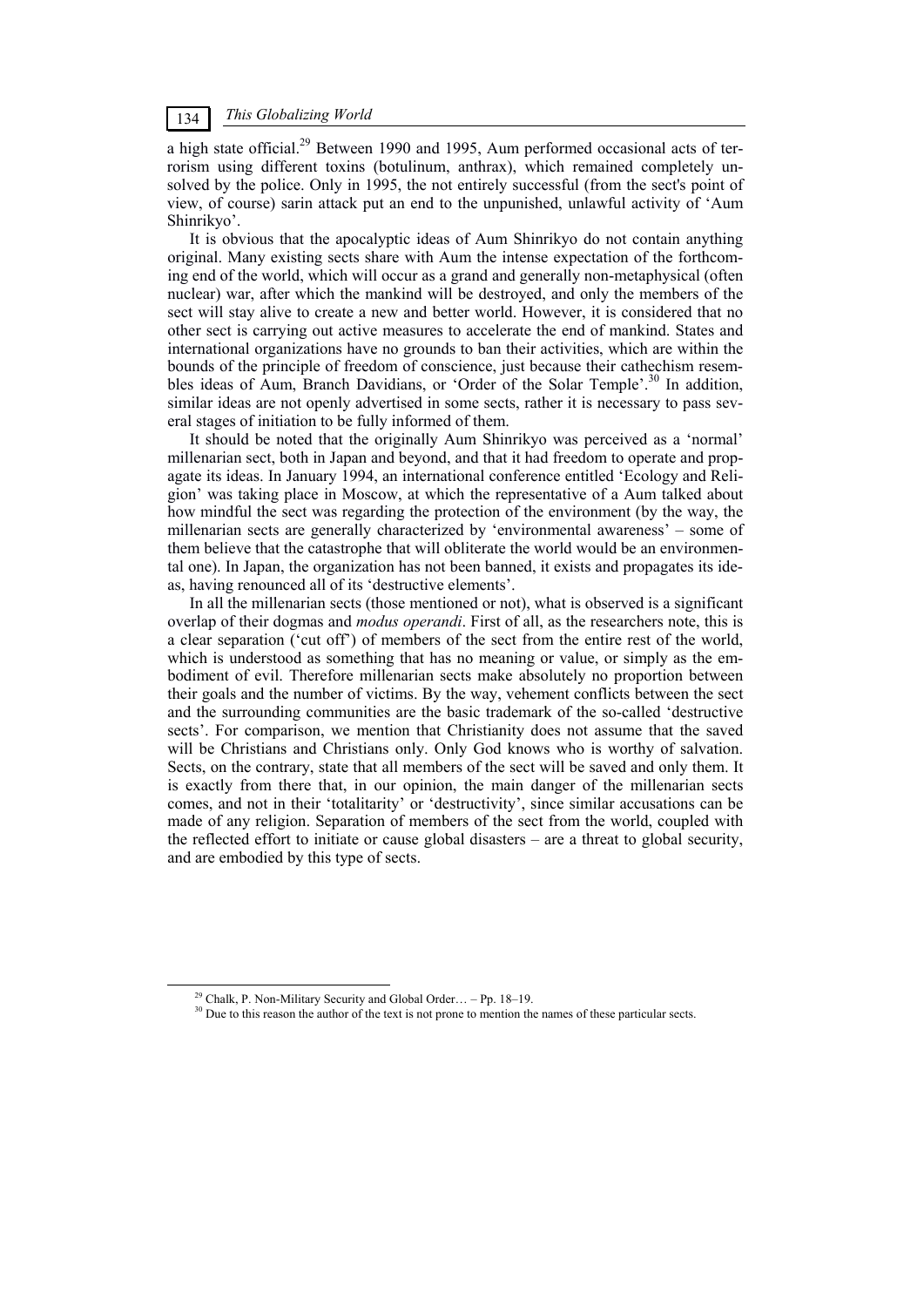a high state official.[29] Between 1990 and 1995, Aum performed occasional acts of terrorism using different toxins (botulinum, anthrax), which remained completely unsolved by the police. Only in 1995, the not entirely successful (from the sect's point of view, of course) sarin attack put an end to the unpunished, unlawful activity of 'Aum Shinrikyo'.

It is obvious that the apocalyptic ideas of Aum Shinrikyo do not contain anything original. Many existing sects share with Aum the intense expectation of the forthcoming end of the world, which will occur as a grand and generally non-metaphysical (often nuclear) war, after which the mankind will be destroyed, and only the members of the sect will stay alive to create a new and better world. However, it is considered that no other sect is carrying out active measures to accelerate the end of mankind. States and international organizations have no grounds to ban their activities, which are within the bounds of the principle of freedom of conscience, just because their cathechism resembles ideas of Aum, Branch Davidians, or 'Order of the Solar Temple'.[30] In addition, similar ideas are not openly advertised in some sects, rather it is necessary to pass several stages of initiation to be fully informed of them.

It should be noted that the originally Aum Shinrikyo was perceived as a 'normal' millenarian sect, both in Japan and beyond, and that it had freedom to operate and propagate its ideas. In January 1994, an international conference entitled 'Ecology and Religion' was taking place in Moscow, at which the representative of a Aum talked about how mindful the sect was regarding the protection of the environment (by the way, the millenarian sects are generally characterized by 'environmental awareness' – some of them believe that the catastrophe that will obliterate the world would be an environmental one). In Japan, the organization has not been banned, it exists and propagates its ideas, having renounced all of its 'destructive elements'.

In all the millenarian sects (those mentioned or not), what is observed is a significant overlap of their dogmas and *modus operandi*. First of all, as the researchers note, this is a clear separation ('cut off') of members of the sect from the entire rest of the world, which is understood as something that has no meaning or value, or simply as the embodiment of evil. Therefore millenarian sects make absolutely no proportion between their goals and the number of victims. By the way, vehement conflicts between the sect and the surrounding communities are the basic trademark of the so-called 'destructive sects'. For comparison, we mention that Christianity does not assume that the saved will be Christians and Christians only. Only God knows who is worthy of salvation. Sects, on the contrary, state that all members of the sect will be saved and only them. It is exactly from there that, in our opinion, the main danger of the millenarian sects comes, and not in their 'totalitarity' or 'destructivity', since similar accusations can be made of any religion. Separation of members of the sect from the world, coupled with the reflected effort to initiate or cause global disasters – are a threat to global security, and are embodied by this type of sects.

---

[29] Chalk, P. Non-Military Security and Global Order… – Pp. 18–19.

[30] Due to this reason the author of the text is not prone to mention the names of these particular sects.